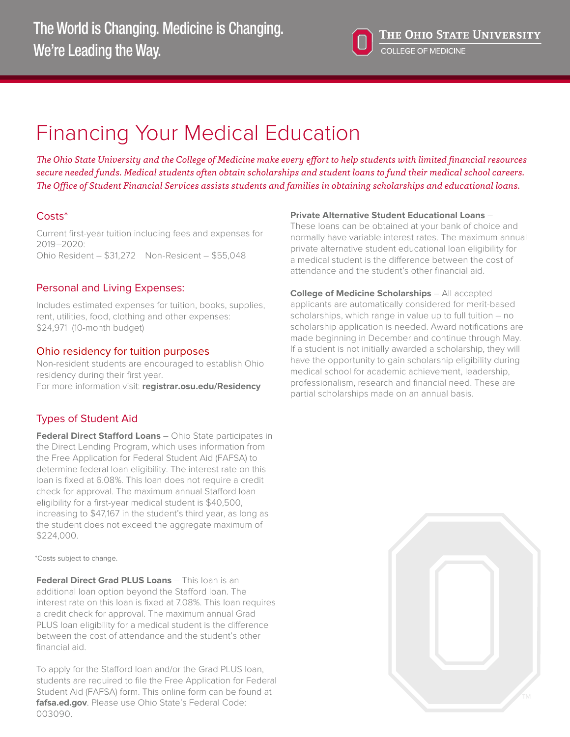The World is Changing. Medicine is Changing.
We're Leading the Way.

THE OHIO STATE UNIVERSITY
COLLEGE OF MEDICINE

# Financing Your Medical Education

*The Ohio State University and the College of Medicine make every effort to help students with limited financial resources secure needed funds. Medical students often obtain scholarships and student loans to fund their medical school careers. The Office of Student Financial Services assists students and families in obtaining scholarships and educational loans.*

## Costs*

Current first-year tuition including fees and expenses for 2019–2020:
Ohio Resident – $31,272    Non-Resident – $55,048

## Personal and Living Expenses:

Includes estimated expenses for tuition, books, supplies, rent, utilities, food, clothing and other expenses:
$24,971 (10-month budget)

## Ohio residency for tuition purposes

Non-resident students are encouraged to establish Ohio residency during their first year.
For more information visit: **registrar.osu.edu/Residency**

## Types of Student Aid

**Federal Direct Stafford Loans** – Ohio State participates in the Direct Lending Program, which uses information from the Free Application for Federal Student Aid (FAFSA) to determine federal loan eligibility. The interest rate on this loan is fixed at 6.08%. This loan does not require a credit check for approval. The maximum annual Stafford loan eligibility for a first-year medical student is $40,500, increasing to $47,167 in the student's third year, as long as the student does not exceed the aggregate maximum of $224,000.

*Costs subject to change.

**Federal Direct Grad PLUS Loans** – This loan is an additional loan option beyond the Stafford loan. The interest rate on this loan is fixed at 7.08%. This loan requires a credit check for approval. The maximum annual Grad PLUS loan eligibility for a medical student is the difference between the cost of attendance and the student's other financial aid.

To apply for the Stafford loan and/or the Grad PLUS loan, students are required to file the Free Application for Federal Student Aid (FAFSA) form. This online form can be found at **fafsa.ed.gov**. Please use Ohio State's Federal Code: 003090.

**Private Alternative Student Educational Loans** – These loans can be obtained at your bank of choice and normally have variable interest rates. The maximum annual private alternative student educational loan eligibility for a medical student is the difference between the cost of attendance and the student's other financial aid.

**College of Medicine Scholarships** – All accepted applicants are automatically considered for merit-based scholarships, which range in value up to full tuition – no scholarship application is needed. Award notifications are made beginning in December and continue through May. If a student is not initially awarded a scholarship, they will have the opportunity to gain scholarship eligibility during medical school for academic achievement, leadership, professionalism, research and financial need. These are partial scholarships made on an annual basis.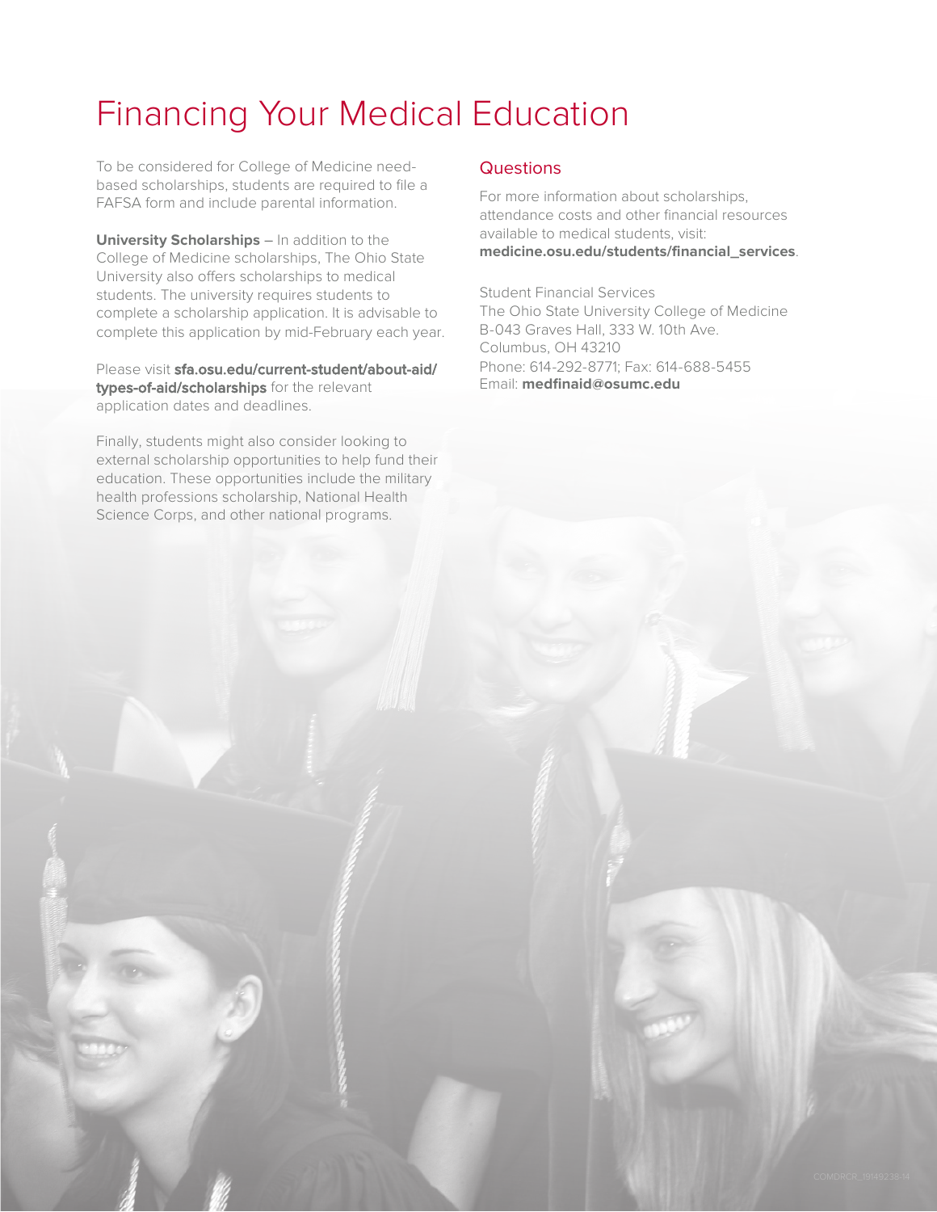# Financing Your Medical Education

To be considered for College of Medicine need-based scholarships, students are required to file a FAFSA form and include parental information.

**University Scholarships** – In addition to the College of Medicine scholarships, The Ohio State University also offers scholarships to medical students. The university requires students to complete a scholarship application. It is advisable to complete this application by mid-February each year.

Please visit **sfa.osu.edu/current-student/about-aid/types-of-aid/scholarships** for the relevant application dates and deadlines.

Finally, students might also consider looking to external scholarship opportunities to help fund their education. These opportunities include the military health professions scholarship, National Health Science Corps, and other national programs.

## Questions

For more information about scholarships, attendance costs and other financial resources available to medical students, visit: **medicine.osu.edu/students/financial_services**.

Student Financial Services
The Ohio State University College of Medicine
B-043 Graves Hall, 333 W. 10th Ave.
Columbus, OH 43210
Phone: 614-292-8771; Fax: 614-688-5455
Email: **medfinaid@osumc.edu**

COMDRCR_19149238-14